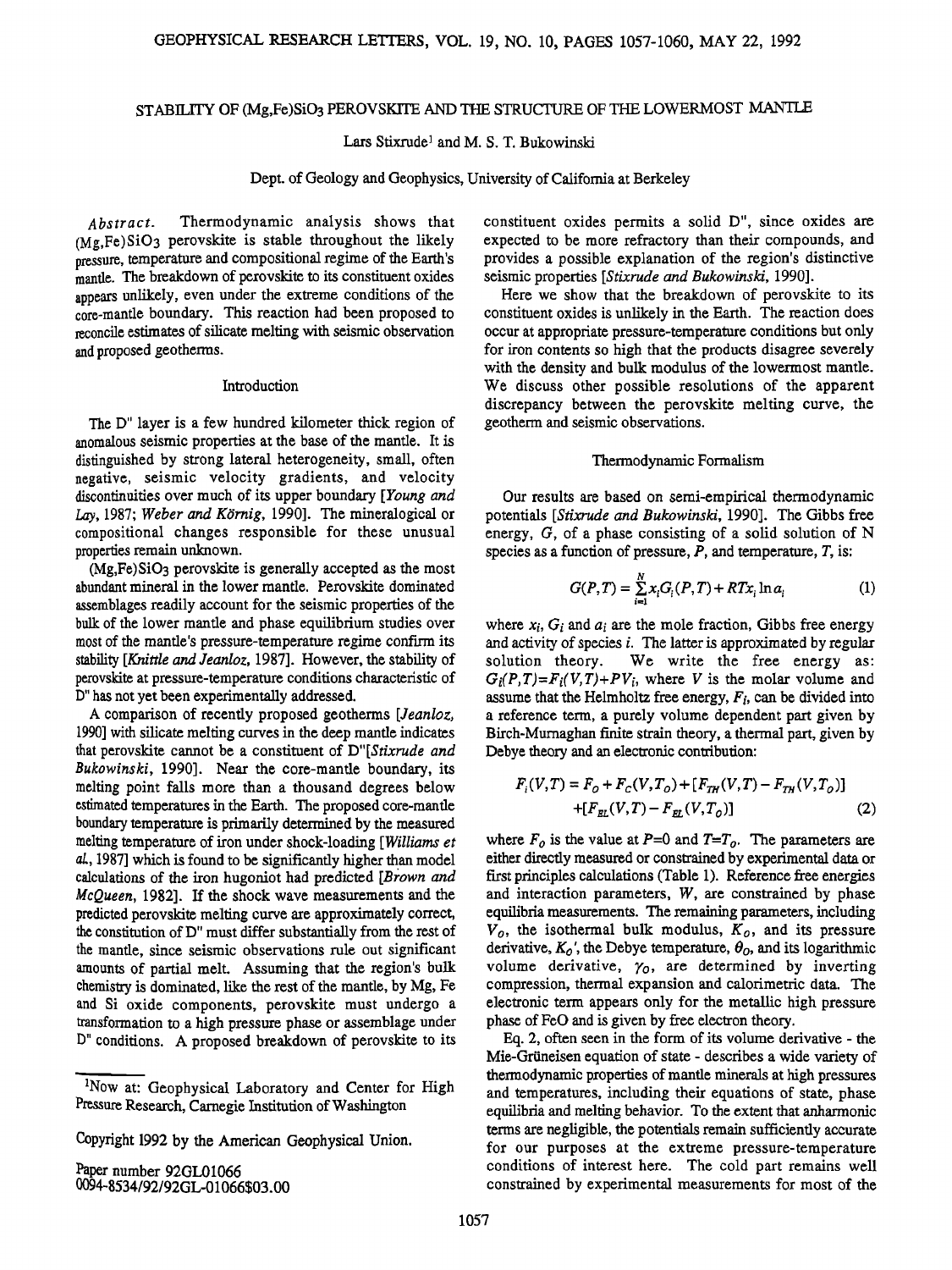# STABILITY OF (Mg,Fe)SiO$_3$ PEROVSKITE AND THE STRUCTURE OF THE LOWERMOST MANTLE

Lars Stixrude[1] and M. S. T. Bukowinski

Dept. of Geology and Geophysics, University of California at Berkeley

*Abstract.* Thermodynamic analysis shows that (Mg,Fe)SiO$_3$ perovskite is stable throughout the likely pressure, temperature and compositional regime of the Earth's mantle. The breakdown of perovskite to its constituent oxides appears unlikely, even under the extreme conditions of the core-mantle boundary. This reaction had been proposed to reconcile estimates of silicate melting with seismic observation and proposed geotherms.

## Introduction

The D" layer is a few hundred kilometer thick region of anomalous seismic properties at the base of the mantle. It is distinguished by strong lateral heterogeneity, small, often negative, seismic velocity gradients, and velocity discontinuities over much of its upper boundary [*Young and Lay*, 1987; *Weber and Körnig*, 1990]. The mineralogical or compositional changes responsible for these unusual properties remain unknown.

(Mg,Fe)SiO$_3$ perovskite is generally accepted as the most abundant mineral in the lower mantle. Perovskite dominated assemblages readily account for the seismic properties of the bulk of the lower mantle and phase equilibrium studies over most of the mantle's pressure-temperature regime confirm its stability [*Knittle and Jeanloz*, 1987]. However, the stability of perovskite at pressure-temperature conditions characteristic of D" has not yet been experimentally addressed.

A comparison of recently proposed geotherms [*Jeanloz*, 1990] with silicate melting curves in the deep mantle indicates that perovskite cannot be a constituent of D"[*Stixrude and Bukowinski*, 1990]. Near the core-mantle boundary, its melting point falls more than a thousand degrees below estimated temperatures in the Earth. The proposed core-mantle boundary temperature is primarily determined by the measured melting temperature of iron under shock-loading [*Williams et al*, 1987] which is found to be significantly higher than model calculations of the iron hugoniot had predicted [*Brown and McQueen*, 1982]. If the shock wave measurements and the predicted perovskite melting curve are approximately correct, the constitution of D" must differ substantially from the rest of the mantle, since seismic observations rule out significant amounts of partial melt. Assuming that the region's bulk chemistry is dominated, like the rest of the mantle, by Mg, Fe and Si oxide components, perovskite must undergo a transformation to a high pressure phase or assemblage under D" conditions. A proposed breakdown of perovskite to its constituent oxides permits a solid D", since oxides are expected to be more refractory than their compounds, and provides a possible explanation of the region's distinctive seismic properties [*Stixrude and Bukowinski*, 1990].

Here we show that the breakdown of perovskite to its constituent oxides is unlikely in the Earth. The reaction does occur at appropriate pressure-temperature conditions but only for iron contents so high that the products disagree severely with the density and bulk modulus of the lowermost mantle. We discuss other possible resolutions of the apparent discrepancy between the perovskite melting curve, the geotherm and seismic observations.

## Thermodynamic Formalism

Our results are based on semi-empirical thermodynamic potentials [*Stixrude and Bukowinski*, 1990]. The Gibbs free energy, $G$, of a phase consisting of a solid solution of N species as a function of pressure, $P$, and temperature, $T$, is:

$$G(P,T) = \sum_{i=1}^{N} x_i G_i(P,T) + RTx_i \ln a_i \tag{1}$$

where $x_i$, $G_i$ and $a_i$ are the mole fraction, Gibbs free energy and activity of species $i$. The latter is approximated by regular solution theory. We write the free energy as: $G_i(P,T)=F_i(V,T)+PV_i$, where $V$ is the molar volume and assume that the Helmholtz free energy, $F_i$, can be divided into a reference term, a purely volume dependent part given by Birch-Murnaghan finite strain theory, a thermal part, given by Debye theory and an electronic contribution:

$$F_i(V,T) = F_O + F_C(V,T_O) + [F_{TH}(V,T) - F_{TH}(V,T_O)] + [F_{EL}(V,T) - F_{EL}(V,T_O)] \tag{2}$$

where $F_O$ is the value at $P$=0 and $T$=$T_O$. The parameters are either directly measured or constrained by experimental data or first principles calculations (Table 1). Reference free energies and interaction parameters, $W$, are constrained by phase equilibria measurements. The remaining parameters, including $V_O$, the isothermal bulk modulus, $K_O$, and its pressure derivative, $K_O'$, the Debye temperature, $\theta_O$, and its logarithmic volume derivative, $\gamma_O$, are determined by inverting compression, thermal expansion and calorimetric data. The electronic term appears only for the metallic high pressure phase of FeO and is given by free electron theory.

Eq. 2, often seen in the form of its volume derivative - the Mie-Grüneisen equation of state - describes a wide variety of thermodynamic properties of mantle minerals at high pressures and temperatures, including their equations of state, phase equilibria and melting behavior. To the extent that anharmonic terms are negligible, the potentials remain sufficiently accurate for our purposes at the extreme pressure-temperature conditions of interest here. The cold part remains well constrained by experimental measurements for most of the

---

[1]Now at: Geophysical Laboratory and Center for High Pressure Research, Carnegie Institution of Washington

Copyright 1992 by the American Geophysical Union.

Paper number 92GL01066
0094-8534/92/92GL-01066$03.00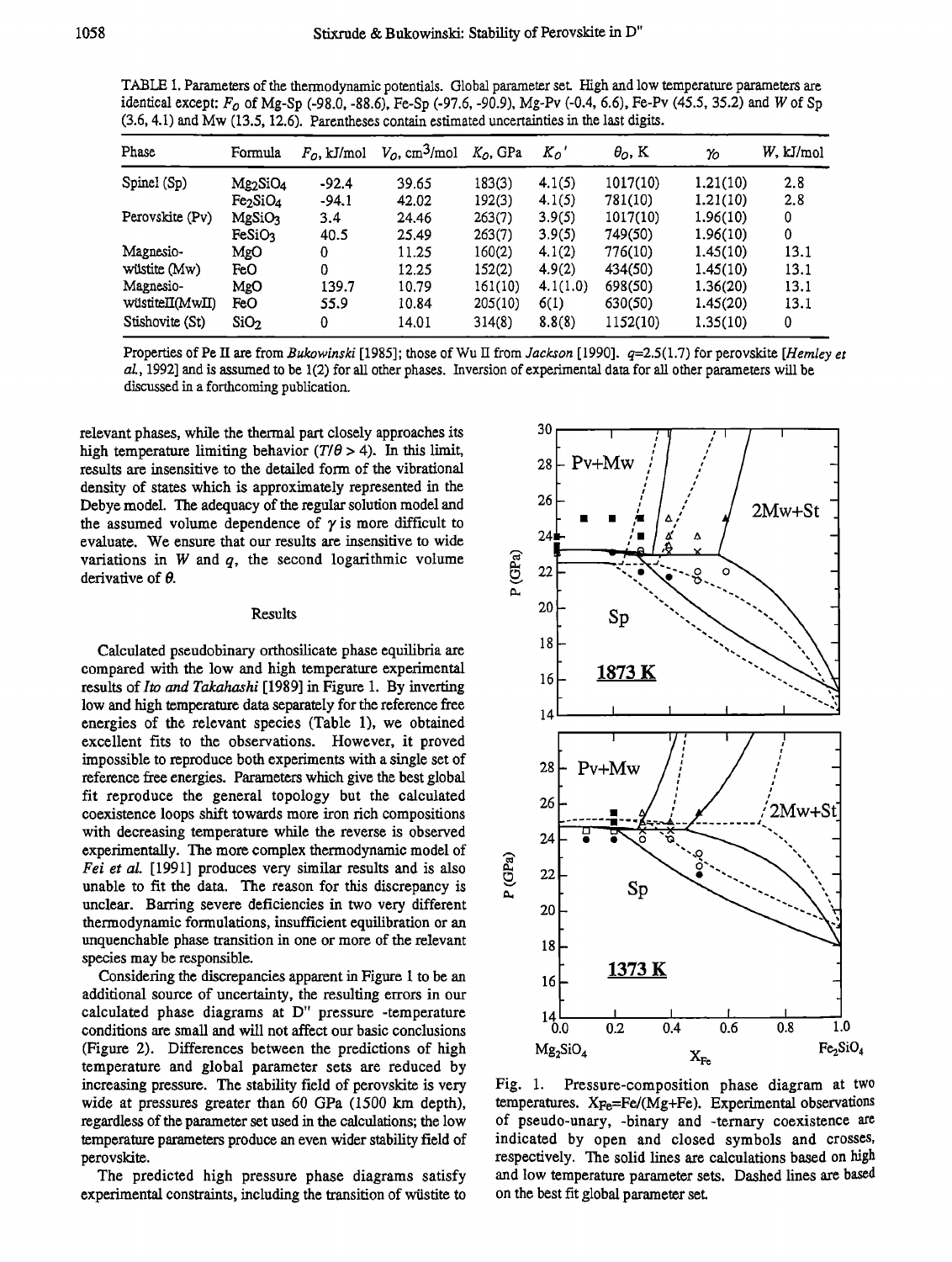TABLE 1. Parameters of the thermodynamic potentials. Global parameter set. High and low temperature parameters are identical except: $F_0$ of Mg-Sp (-98.0, -88.6), Fe-Sp (-97.6, -90.9), Mg-Pv (-0.4, 6.6), Fe-Pv (45.5, 35.2) and $W$ of Sp (3.6, 4.1) and Mw (13.5, 12.6). Parentheses contain estimated uncertainties in the last digits.

| Phase | Formula | $F_0$, kJ/mol | $V_0$, cm$^3$/mol | $K_0$, GPa | $K_0'$ | $\theta_0$, K | $\gamma_0$ | $W$, kJ/mol |
|---|---|---|---|---|---|---|---|---|
| Spinel (Sp) | $Mg_2SiO_4$ | -92.4 | 39.65 | 183(3) | 4.1(5) | 1017(10) | 1.21(10) | 2.8 |
| | $Fe_2SiO_4$ | -94.1 | 42.02 | 192(3) | 4.1(5) | 781(10) | 1.21(10) | 2.8 |
| Perovskite (Pv) | $MgSiO_3$ | 3.4 | 24.46 | 263(7) | 3.9(5) | 1017(10) | 1.96(10) | 0 |
| | $FeSiO_3$ | 40.5 | 25.49 | 263(7) | 3.9(5) | 749(50) | 1.96(10) | 0 |
| Magnesio-wüstite (Mw) | MgO | 0 | 11.25 | 160(2) | 4.1(2) | 776(10) | 1.45(10) | 13.1 |
| | FeO | 0 | 12.25 | 152(2) | 4.9(2) | 434(50) | 1.45(10) | 13.1 |
| Magnesio-wüstiteII(MwII) | MgO | 139.7 | 10.79 | 161(10) | 4.1(1.0) | 698(50) | 1.36(20) | 13.1 |
| | FeO | 55.9 | 10.84 | 205(10) | 6(1) | 630(50) | 1.45(20) | 13.1 |
| Stishovite (St) | $SiO_2$ | 0 | 14.01 | 314(8) | 8.8(8) | 1152(10) | 1.35(10) | 0 |

Properties of Pe II are from *Bukowinski* [1985]; those of Wu II from *Jackson* [1990]. $q$=2.5(1.7) for perovskite [*Hemley et al.*, 1992] and is assumed to be 1(2) for all other phases. Inversion of experimental data for all other parameters will be discussed in a forthcoming publication.

relevant phases, while the thermal part closely approaches its high temperature limiting behavior ($T/\theta > 4$). In this limit, results are insensitive to the detailed form of the vibrational density of states which is approximately represented in the Debye model. The adequacy of the regular solution model and the assumed volume dependence of $\gamma$ is more difficult to evaluate. We ensure that our results are insensitive to wide variations in $W$ and $q$, the second logarithmic volume derivative of $\theta$.

## Results

Calculated pseudobinary orthosilicate phase equilibria are compared with the low and high temperature experimental results of *Ito and Takahashi* [1989] in Figure 1. By inverting low and high temperature data separately for the reference free energies of the relevant species (Table 1), we obtained excellent fits to the observations. However, it proved impossible to reproduce both experiments with a single set of reference free energies. Parameters which give the best global fit reproduce the general topology but the calculated coexistence loops shift towards more iron rich compositions with decreasing temperature while the reverse is observed experimentally. The more complex thermodynamic model of *Fei et al.* [1991] produces very similar results and is also unable to fit the data. The reason for this discrepancy is unclear. Barring severe deficiencies in two very different thermodynamic formulations, insufficient equilibration or an unquenchable phase transition in one or more of the relevant species may be responsible.

Considering the discrepancies apparent in Figure 1 to be an additional source of uncertainty, the resulting errors in our calculated phase diagrams at D" pressure -temperature conditions are small and will not affect our basic conclusions (Figure 2). Differences between the predictions of high temperature and global parameter sets are reduced by increasing pressure. The stability field of perovskite is very wide at pressures greater than 60 GPa (1500 km depth), regardless of the parameter set used in the calculations; the low temperature parameters produce an even wider stability field of perovskite.

The predicted high pressure phase diagrams satisfy experimental constraints, including the transition of wüstite to

Fig. 1. Pressure-composition phase diagram at two temperatures. $X_{Fe}$=Fe/(Mg+Fe). Experimental observations of pseudo-unary, -binary and -ternary coexistence are indicated by open and closed symbols and crosses, respectively. The solid lines are calculations based on high and low temperature parameter sets. Dashed lines are based on the best fit global parameter set.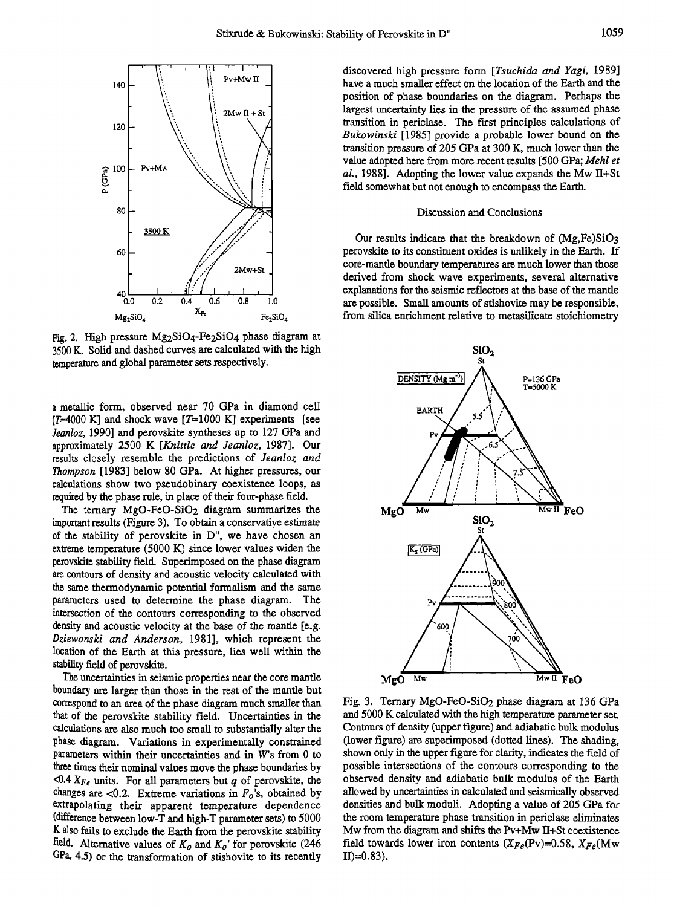Fig. 2. High pressure $Mg_2SiO_4$-$Fe_2SiO_4$ phase diagram at 3500 K. Solid and dashed curves are calculated with the high temperature and global parameter sets respectively.

a metallic form, observed near 70 GPa in diamond cell [$T$≈4000 K] and shock wave [$T$≈1000 K] experiments [see *Jeanloz*, 1990] and perovskite syntheses up to 127 GPa and approximately 2500 K [*Knittle and Jeanloz*, 1987]. Our results closely resemble the predictions of *Jeanloz and Thompson* [1983] below 80 GPa. At higher pressures, our calculations show two pseudobinary coexistence loops, as required by the phase rule, in place of their four-phase field.

The ternary $MgO$-$FeO$-$SiO_2$ diagram summarizes the important results (Figure 3). To obtain a conservative estimate of the stability of perovskite in D", we have chosen an extreme temperature (5000 K) since lower values widen the perovskite stability field. Superimposed on the phase diagram are contours of density and acoustic velocity calculated with the same thermodynamic potential formalism and the same parameters used to determine the phase diagram. The intersection of the contours corresponding to the observed density and acoustic velocity at the base of the mantle [e.g. *Dziewonski and Anderson*, 1981], which represent the location of the Earth at this pressure, lies well within the stability field of perovskite.

The uncertainties in seismic properties near the core mantle boundary are larger than those in the rest of the mantle but correspond to an area of the phase diagram much smaller than that of the perovskite stability field. Uncertainties in the calculations are also much too small to substantially alter the phase diagram. Variations in experimentally constrained parameters within their uncertainties and in $W$'s from 0 to three times their nominal values move the phase boundaries by <0.4 $X_{Fe}$ units. For all parameters but $q$ of perovskite, the changes are <0.2. Extreme variations in $F_o$'s, obtained by extrapolating their apparent temperature dependence (difference between low-T and high-T parameter sets) to 5000 K also fails to exclude the Earth from the perovskite stability field. Alternative values of $K_0$ and $K_0'$ for perovskite (246 GPa, 4.5) or the transformation of stishovite to its recently discovered high pressure form [*Tsuchida and Yagi*, 1989] have a much smaller effect on the location of the Earth and the position of phase boundaries on the diagram. Perhaps the largest uncertainty lies in the pressure of the assumed phase transition in periclase. The first principles calculations of *Bukowinski* [1985] provide a probable lower bound on the transition pressure of 205 GPa at 300 K, much lower than the value adopted here from more recent results [500 GPa; *Mehl et al.*, 1988]. Adopting the lower value expands the Mw II+St field somewhat but not enough to encompass the Earth.

## Discussion and Conclusions

Our results indicate that the breakdown of $(Mg,Fe)SiO_3$ perovskite to its constituent oxides is unlikely in the Earth. If core-mantle boundary temperatures are much lower than those derived from shock wave experiments, several alternative explanations for the seismic reflectors at the base of the mantle are possible. Small amounts of stishovite may be responsible, from silica enrichment relative to metasilicate stoichiometry

Fig. 3. Ternary $MgO$-$FeO$-$SiO_2$ phase diagram at 136 GPa and 5000 K calculated with the high temperature parameter set. Contours of density (upper figure) and adiabatic bulk modulus (lower figure) are superimposed (dotted lines). The shading, shown only in the upper figure for clarity, indicates the field of possible intersections of the contours corresponding to the observed density and adiabatic bulk modulus of the Earth allowed by uncertainties in calculated and seismically observed densities and bulk moduli. Adopting a value of 205 GPa for the room temperature phase transition in periclase eliminates Mw from the diagram and shifts the Pv+Mw II+St coexistence field towards lower iron contents ($X_{Fe}$(Pv)=0.58, $X_{Fe}$(Mw II)=0.83).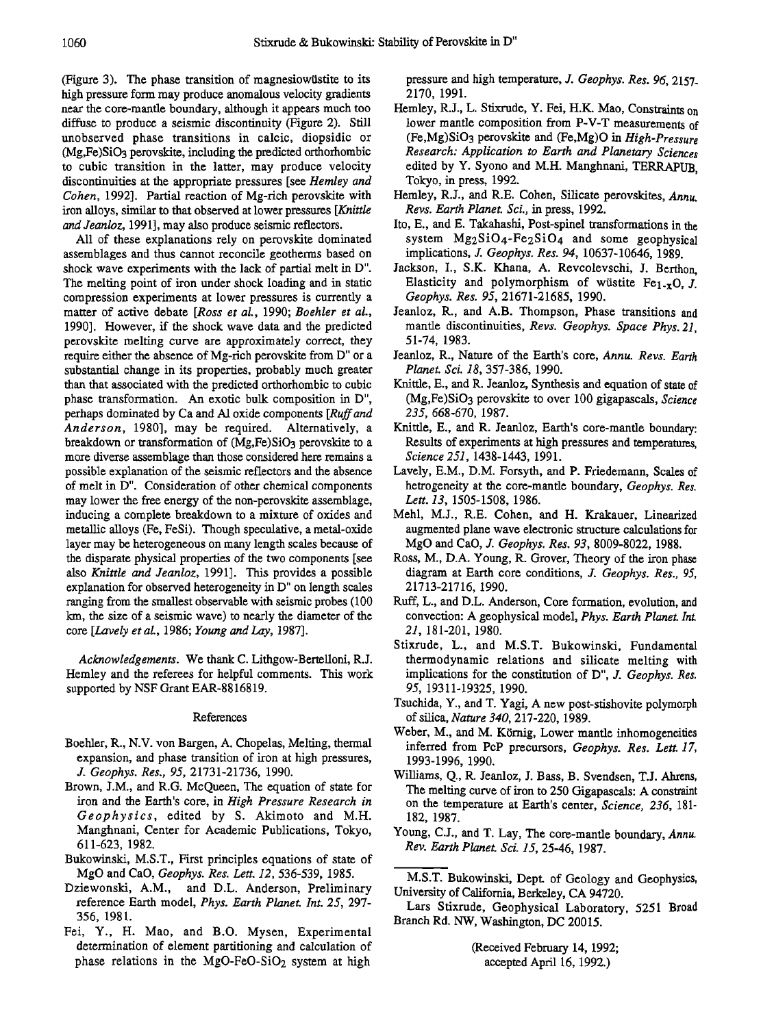(Figure 3). The phase transition of magnesiowüstite to its high pressure form may produce anomalous velocity gradients near the core-mantle boundary, although it appears much too diffuse to produce a seismic discontinuity (Figure 2). Still unobserved phase transitions in calcic, diopsidic or $(Mg,Fe)SiO_3$ perovskite, including the predicted orthorhombic to cubic transition in the latter, may produce velocity discontinuities at the appropriate pressures [see *Hemley and Cohen*, 1992]. Partial reaction of Mg-rich perovskite with iron alloys, similar to that observed at lower pressures [*Knittle and Jeanloz*, 1991], may also produce seismic reflectors.

All of these explanations rely on perovskite dominated assemblages and thus cannot reconcile geotherms based on shock wave experiments with the lack of partial melt in D". The melting point of iron under shock loading and in static compression experiments at lower pressures is currently a matter of active debate [*Ross et al.*, 1990; *Boehler et al.*, 1990]. However, if the shock wave data and the predicted perovskite melting curve are approximately correct, they require either the absence of Mg-rich perovskite from D" or a substantial change in its properties, probably much greater than that associated with the predicted orthorhombic to cubic phase transformation. An exotic bulk composition in D", perhaps dominated by Ca and Al oxide components [*Ruff and Anderson*, 1980], may be required. Alternatively, a breakdown or transformation of $(Mg,Fe)SiO_3$ perovskite to a more diverse assemblage than those considered here remains a possible explanation of the seismic reflectors and the absence of melt in D". Consideration of other chemical components may lower the free energy of the non-perovskite assemblage, inducing a complete breakdown to a mixture of oxides and metallic alloys (Fe, FeSi). Though speculative, a metal-oxide layer may be heterogeneous on many length scales because of the disparate physical properties of the two components [see also *Knittle and Jeanloz*, 1991]. This provides a possible explanation for observed heterogeneity in D" on length scales ranging from the smallest observable with seismic probes (100 km, the size of a seismic wave) to nearly the diameter of the core [*Lavely et al.*, 1986; *Young and Lay*, 1987].

*Acknowledgements*. We thank C. Lithgow-Bertelloni, R.J. Hemley and the referees for helpful comments. This work supported by NSF Grant EAR-8816819.

## References

Boehler, R., N.V. von Bargen, A. Chopelas, Melting, thermal expansion, and phase transition of iron at high pressures, *J. Geophys. Res.*, *95*, 21731-21736, 1990.

Brown, J.M., and R.G. McQueen, The equation of state for iron and the Earth's core, in *High Pressure Research in Geophysics*, edited by S. Akimoto and M.H. Manghnani, Center for Academic Publications, Tokyo, 611-623, 1982.

Bukowinski, M.S.T., First principles equations of state of MgO and CaO, *Geophys. Res. Lett. 12*, 536-539, 1985.

Dziewonski, A.M., and D.L. Anderson, Preliminary reference Earth model, *Phys. Earth Planet. Int. 25*, 297-356, 1981.

Fei, Y., H. Mao, and B.O. Mysen, Experimental determination of element partitioning and calculation of phase relations in the $MgO$-$FeO$-$SiO_2$ system at high pressure and high temperature, *J. Geophys. Res. 96*, 2157-2170, 1991.

Hemley, R.J., L. Stixrude, Y. Fei, H.K. Mao, Constraints on lower mantle composition from P-V-T measurements of $(Fe,Mg)SiO_3$ perovskite and (Fe,Mg)O in *High-Pressure Research: Application to Earth and Planetary Sciences* edited by Y. Syono and M.H. Manghnani, TERRAPUB, Tokyo, in press, 1992.

Hemley, R.J., and R.E. Cohen, Silicate perovskites, *Annu. Revs. Earth Planet. Sci.*, in press, 1992.

Ito, E., and E. Takahashi, Post-spinel transformations in the system $Mg_2SiO_4$-$Fe_2SiO_4$ and some geophysical implications, *J. Geophys. Res. 94*, 10637-10646, 1989.

Jackson, I., S.K. Khana, A. Revcolevschi, J. Berthon, Elasticity and polymorphism of wüstite $Fe_{1-x}O$, *J. Geophys. Res. 95*, 21671-21685, 1990.

Jeanloz, R., and A.B. Thompson, Phase transitions and mantle discontinuities, *Revs. Geophys. Space Phys. 21*, 51-74, 1983.

Jeanloz, R., Nature of the Earth's core, *Annu. Revs. Earth Planet. Sci. 18*, 357-386, 1990.

Knittle, E., and R. Jeanloz, Synthesis and equation of state of $(Mg,Fe)SiO_3$ perovskite to over 100 gigapascals, *Science 235*, 668-670, 1987.

Knittle, E., and R. Jeanloz, Earth's core-mantle boundary: Results of experiments at high pressures and temperatures, *Science 251*, 1438-1443, 1991.

Lavely, E.M., D.M. Forsyth, and P. Friedemann, Scales of hetrogeneity at the core-mantle boundary, *Geophys. Res. Lett. 13*, 1505-1508, 1986.

Mehl, M.J., R.E. Cohen, and H. Krakauer, Linearized augmented plane wave electronic structure calculations for MgO and CaO, *J. Geophys. Res. 93*, 8009-8022, 1988.

Ross, M., D.A. Young, R. Grover, Theory of the iron phase diagram at Earth core conditions, *J. Geophys. Res., 95*, 21713-21716, 1990.

Ruff, L., and D.L. Anderson, Core formation, evolution, and convection: A geophysical model, *Phys. Earth Planet. Int. 21*, 181-201, 1980.

Stixrude, L., and M.S.T. Bukowinski, Fundamental thermodynamic relations and silicate melting with implications for the constitution of D", *J. Geophys. Res. 95*, 19311-19325, 1990.

Tsuchida, Y., and T. Yagi, A new post-stishovite polymorph of silica, *Nature 340*, 217-220, 1989.

Weber, M., and M. Körnig, Lower mantle inhomogeneities inferred from PcP precursors, *Geophys. Res. Lett. 17*, 1993-1996, 1990.

Williams, Q., R. Jeanloz, J. Bass, B. Svendsen, T.J. Ahrens, The melting curve of iron to 250 Gigapascals: A constraint on the temperature at Earth's center, *Science, 236*, 181-182, 1987.

Young, C.J., and T. Lay, The core-mantle boundary, *Annu. Rev. Earth Planet. Sci. 15*, 25-46, 1987.

---

M.S.T. Bukowinski, Dept. of Geology and Geophysics, University of California, Berkeley, CA 94720.

Lars Stixrude, Geophysical Laboratory, 5251 Broad Branch Rd. NW, Washington, DC 20015.

(Received February 14, 1992;
accepted April 16, 1992.)